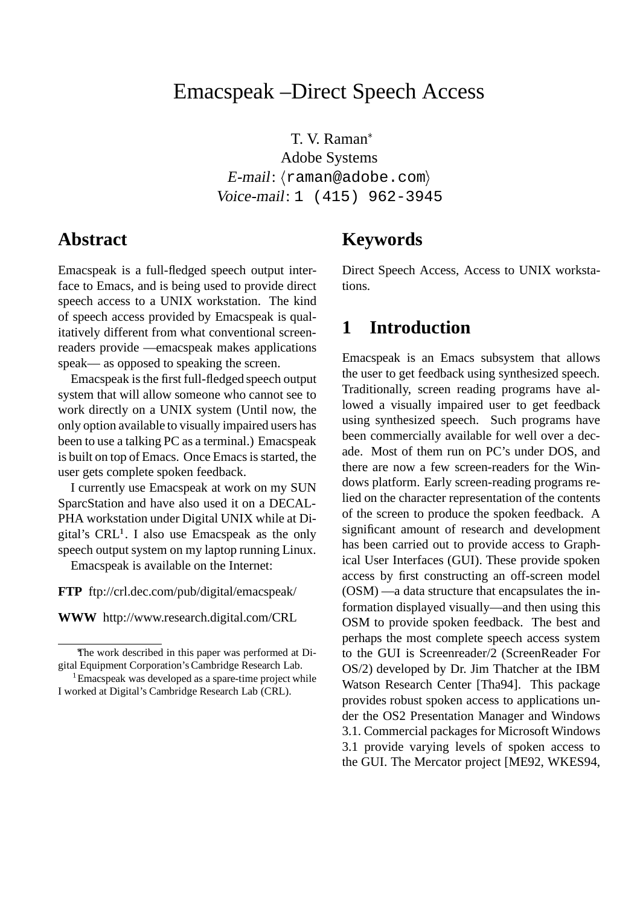# Emacspeak –Direct Speech Access

T. V. Raman*
Adobe Systems
*E-mail*: ⟨raman@adobe.com⟩
*Voice-mail*: 1 (415) 962-3945

## Abstract

Emacspeak is a full-fledged speech output interface to Emacs, and is being used to provide direct speech access to a UNIX workstation. The kind of speech access provided by Emacspeak is qualitatively different from what conventional screen-readers provide —emacspeak makes applications speak— as opposed to speaking the screen.

Emacspeak is the first full-fledged speech output system that will allow someone who cannot see to work directly on a UNIX system (Until now, the only option available to visually impaired users has been to use a talking PC as a terminal.) Emacspeak is built on top of Emacs. Once Emacs is started, the user gets complete spoken feedback.

I currently use Emacspeak at work on my SUN SparcStation and have also used it on a DECALPHA workstation under Digital UNIX while at Digital's CRL[1]. I also use Emacspeak as the only speech output system on my laptop running Linux.

Emacspeak is available on the Internet:

**FTP** ftp://crl.dec.com/pub/digital/emacspeak/

**WWW** http://www.research.digital.com/CRL

*The work described in this paper was performed at Digital Equipment Corporation's Cambridge Research Lab.

[1] Emacspeak was developed as a spare-time project while I worked at Digital's Cambridge Research Lab (CRL).

## Keywords

Direct Speech Access, Access to UNIX workstations.

## 1 Introduction

Emacspeak is an Emacs subsystem that allows the user to get feedback using synthesized speech. Traditionally, screen reading programs have allowed a visually impaired user to get feedback using synthesized speech. Such programs have been commercially available for well over a decade. Most of them run on PC's under DOS, and there are now a few screen-readers for the Windows platform. Early screen-reading programs relied on the character representation of the contents of the screen to produce the spoken feedback. A significant amount of research and development has been carried out to provide access to Graphical User Interfaces (GUI). These provide spoken access by first constructing an off-screen model (OSM) —a data structure that encapsulates the information displayed visually—and then using this OSM to provide spoken feedback. The best and perhaps the most complete speech access system to the GUI is Screenreader/2 (ScreenReader For OS/2) developed by Dr. Jim Thatcher at the IBM Watson Research Center [Tha94]. This package provides robust spoken access to applications under the OS2 Presentation Manager and Windows 3.1. Commercial packages for Microsoft Windows 3.1 provide varying levels of spoken access to the GUI. The Mercator project [ME92, WKES94,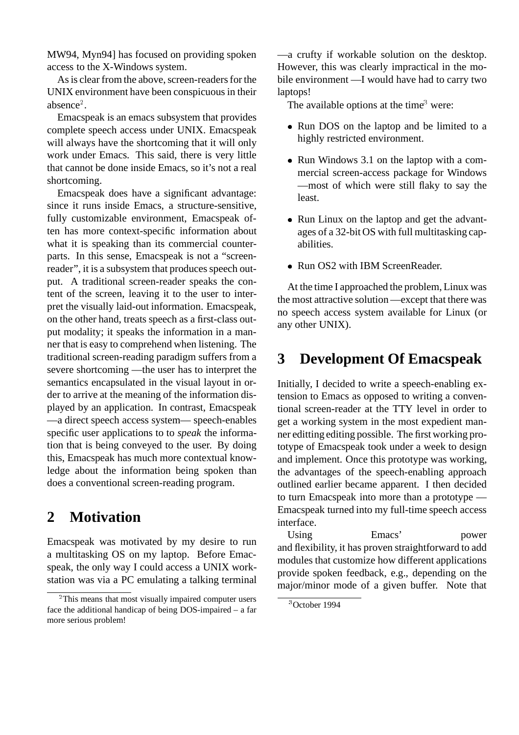MW94, Myn94] has focused on providing spoken access to the X-Windows system.

As is clear from the above, screen-readers for the UNIX environment have been conspicuous in their absence[2].

Emacspeak is an emacs subsystem that provides complete speech access under UNIX. Emacspeak will always have the shortcoming that it will only work under Emacs. This said, there is very little that cannot be done inside Emacs, so it's not a real shortcoming.

Emacspeak does have a significant advantage: since it runs inside Emacs, a structure-sensitive, fully customizable environment, Emacspeak often has more context-specific information about what it is speaking than its commercial counterparts. In this sense, Emacspeak is not a "screen-reader", it is a subsystem that produces speech output. A traditional screen-reader speaks the content of the screen, leaving it to the user to interpret the visually laid-out information. Emacspeak, on the other hand, treats speech as a first-class output modality; it speaks the information in a manner that is easy to comprehend when listening. The traditional screen-reading paradigm suffers from a severe shortcoming —the user has to interpret the semantics encapsulated in the visual layout in order to arrive at the meaning of the information displayed by an application. In contrast, Emacspeak —a direct speech access system— speech-enables specific user applications to to *speak* the information that is being conveyed to the user. By doing this, Emacspeak has much more contextual knowledge about the information being spoken than does a conventional screen-reading program.

## 2 Motivation

Emacspeak was motivated by my desire to run a multitasking OS on my laptop. Before Emacspeak, the only way I could access a UNIX workstation was via a PC emulating a talking terminal —a crufty if workable solution on the desktop. However, this was clearly impractical in the mobile environment —I would have had to carry two laptops!

The available options at the time[3] were:

- Run DOS on the laptop and be limited to a highly restricted environment.
- Run Windows 3.1 on the laptop with a commercial screen-access package for Windows —most of which were still flaky to say the least.
- Run Linux on the laptop and get the advantages of a 32-bit OS with full multitasking capabilities.
- Run OS2 with IBM ScreenReader.

At the time I approached the problem, Linux was the most attractive solution —except that there was no speech access system available for Linux (or any other UNIX).

## 3 Development Of Emacspeak

Initially, I decided to write a speech-enabling extension to Emacs as opposed to writing a conventional screen-reader at the TTY level in order to get a working system in the most expedient manner editting editing possible. The first working prototype of Emacspeak took under a week to design and implement. Once this prototype was working, the advantages of the speech-enabling approach outlined earlier became apparent. I then decided to turn Emacspeak into more than a prototype —Emacspeak turned into my full-time speech access interface.

Using Emacs' power and flexibility, it has proven straightforward to add modules that customize how different applications provide spoken feedback, e.g., depending on the major/minor mode of a given buffer. Note that

[2] This means that most visually impaired computer users face the additional handicap of being DOS-impaired – a far more serious problem!

[3] October 1994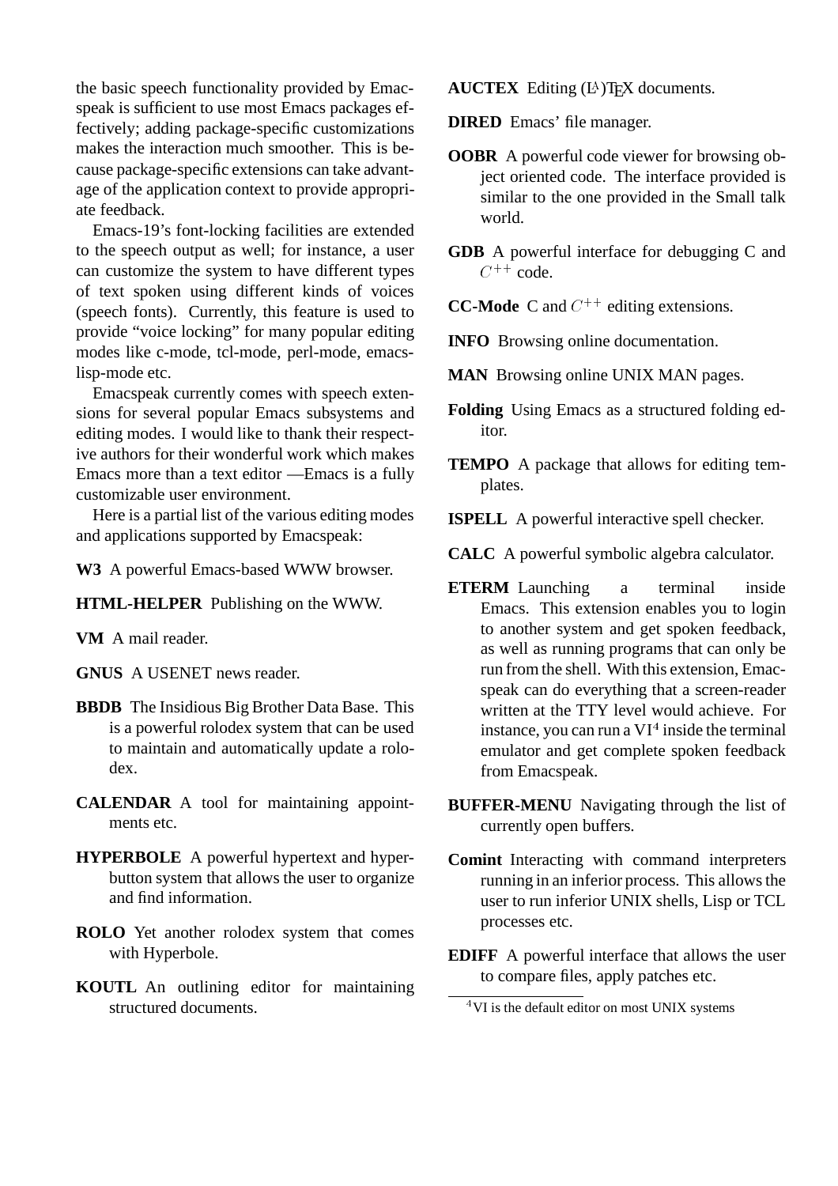the basic speech functionality provided by Emacspeak is sufficient to use most Emacs packages effectively; adding package-specific customizations makes the interaction much smoother. This is because package-specific extensions can take advantage of the application context to provide appropriate feedback.

Emacs-19's font-locking facilities are extended to the speech output as well; for instance, a user can customize the system to have different types of text spoken using different kinds of voices (speech fonts). Currently, this feature is used to provide "voice locking" for many popular editing modes like c-mode, tcl-mode, perl-mode, emacs-lisp-mode etc.

Emacspeak currently comes with speech extensions for several popular Emacs subsystems and editing modes. I would like to thank their respective authors for their wonderful work which makes Emacs more than a text editor —Emacs is a fully customizable user environment.

Here is a partial list of the various editing modes and applications supported by Emacspeak:

**W3** A powerful Emacs-based WWW browser.

**HTML-HELPER** Publishing on the WWW.

**VM** A mail reader.

**GNUS** A USENET news reader.

**BBDB** The Insidious Big Brother Data Base. This is a powerful rolodex system that can be used to maintain and automatically update a rolodex.

**CALENDAR** A tool for maintaining appointments etc.

**HYPERBOLE** A powerful hypertext and hyperbutton system that allows the user to organize and find information.

**ROLO** Yet another rolodex system that comes with Hyperbole.

**KOUTL** An outlining editor for maintaining structured documents.

**AUCTEX** Editing (LA)TEX documents.

**DIRED** Emacs' file manager.

**OOBR** A powerful code viewer for browsing object oriented code. The interface provided is similar to the one provided in the Small talk world.

**GDB** A powerful interface for debugging C and $C^{++}$ code.

**CC-Mode** C and $C^{++}$ editing extensions.

**INFO** Browsing online documentation.

**MAN** Browsing online UNIX MAN pages.

**Folding** Using Emacs as a structured folding editor.

**TEMPO** A package that allows for editing templates.

**ISPELL** A powerful interactive spell checker.

**CALC** A powerful symbolic algebra calculator.

**ETERM** Launching a terminal inside Emacs. This extension enables you to login to another system and get spoken feedback, as well as running programs that can only be run from the shell. With this extension, Emacspeak can do everything that a screen-reader written at the TTY level would achieve. For instance, you can run a VI[4] inside the terminal emulator and get complete spoken feedback from Emacspeak.

**BUFFER-MENU** Navigating through the list of currently open buffers.

**Comint** Interacting with command interpreters running in an inferior process. This allows the user to run inferior UNIX shells, Lisp or TCL processes etc.

**EDIFF** A powerful interface that allows the user to compare files, apply patches etc.

[4] VI is the default editor on most UNIX systems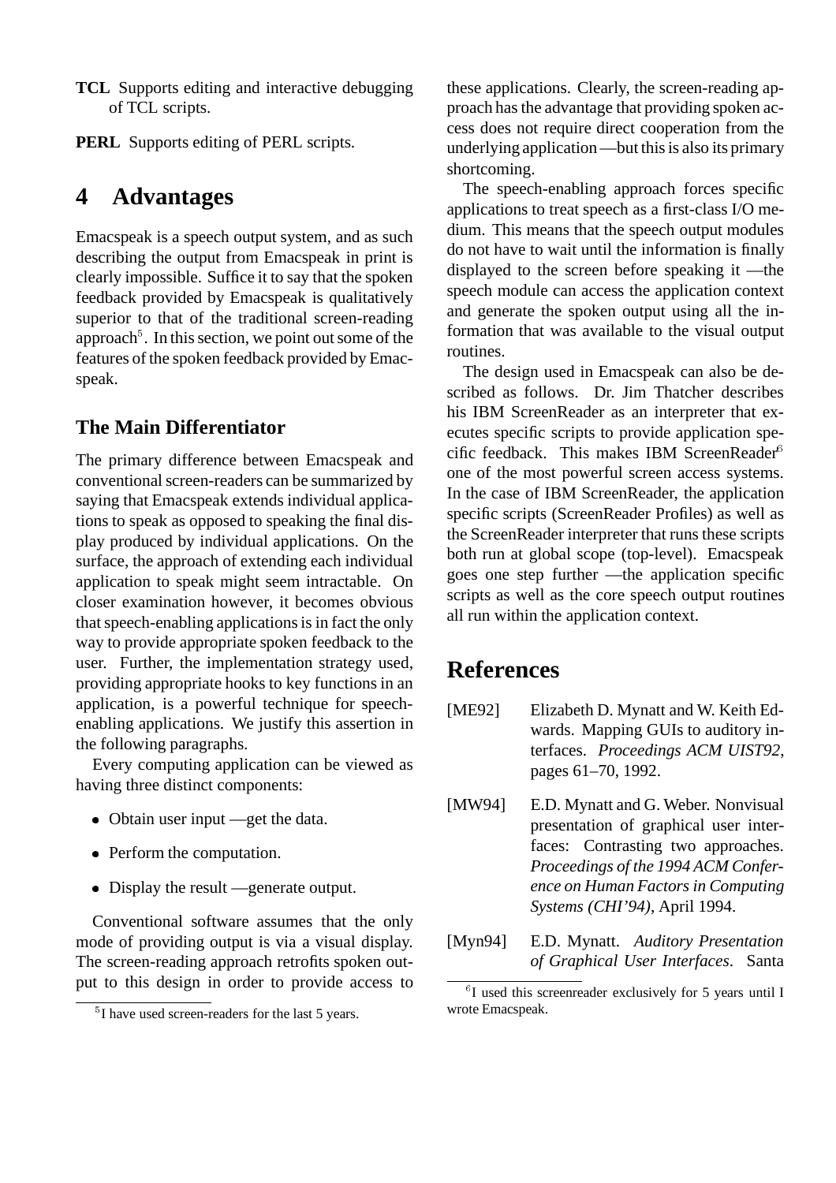**TCL** Supports editing and interactive debugging of TCL scripts.

**PERL** Supports editing of PERL scripts.

# 4 Advantages

Emacspeak is a speech output system, and as such describing the output from Emacspeak in print is clearly impossible. Suffice it to say that the spoken feedback provided by Emacspeak is qualitatively superior to that of the traditional screen-reading approach[5]. In this section, we point out some of the features of the spoken feedback provided by Emacspeak.

## The Main Differentiator

The primary difference between Emacspeak and conventional screen-readers can be summarized by saying that Emacspeak extends individual applications to speak as opposed to speaking the final display produced by individual applications. On the surface, the approach of extending each individual application to speak might seem intractable. On closer examination however, it becomes obvious that speech-enabling applications is in fact the only way to provide appropriate spoken feedback to the user. Further, the implementation strategy used, providing appropriate hooks to key functions in an application, is a powerful technique for speech-enabling applications. We justify this assertion in the following paragraphs.

Every computing application can be viewed as having three distinct components:

- Obtain user input —get the data.
- Perform the computation.
- Display the result —generate output.

Conventional software assumes that the only mode of providing output is via a visual display. The screen-reading approach retrofits spoken output to this design in order to provide access to these applications. Clearly, the screen-reading approach has the advantage that providing spoken access does not require direct cooperation from the underlying application —but this is also its primary shortcoming.

The speech-enabling approach forces specific applications to treat speech as a first-class I/O medium. This means that the speech output modules do not have to wait until the information is finally displayed to the screen before speaking it —the speech module can access the application context and generate the spoken output using all the information that was available to the visual output routines.

The design used in Emacspeak can also be described as follows. Dr. Jim Thatcher describes his IBM ScreenReader as an interpreter that executes specific scripts to provide application specific feedback. This makes IBM ScreenReader[6] one of the most powerful screen access systems. In the case of IBM ScreenReader, the application specific scripts (ScreenReader Profiles) as well as the ScreenReader interpreter that runs these scripts both run at global scope (top-level). Emacspeak goes one step further —the application specific scripts as well as the core speech output routines all run within the application context.

# References

[ME92] Elizabeth D. Mynatt and W. Keith Edwards. Mapping GUIs to auditory interfaces. *Proceedings ACM UIST92*, pages 61–70, 1992.

[MW94] E.D. Mynatt and G. Weber. Nonvisual presentation of graphical user interfaces: Contrasting two approaches. *Proceedings of the 1994 ACM Conference on Human Factors in Computing Systems (CHI'94)*, April 1994.

[Myn94] E.D. Mynatt. *Auditory Presentation of Graphical User Interfaces*. Santa

[5] I have used screen-readers for the last 5 years.

[6] I used this screenreader exclusively for 5 years until I wrote Emacspeak.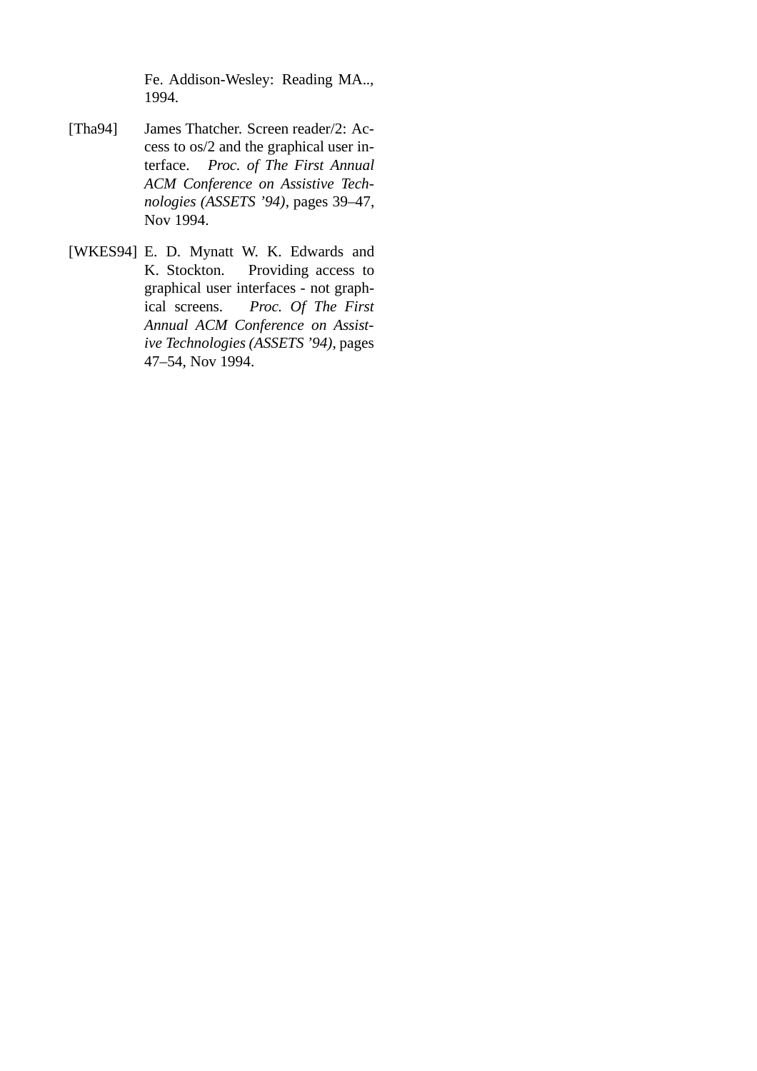Fe. Addison-Wesley: Reading MA.., 1994.

[Tha94] James Thatcher. Screen reader/2: Access to os/2 and the graphical user interface. *Proc. of The First Annual ACM Conference on Assistive Technologies (ASSETS '94)*, pages 39–47, Nov 1994.

[WKES94] E. D. Mynatt W. K. Edwards and K. Stockton. Providing access to graphical user interfaces - not graphical screens. *Proc. Of The First Annual ACM Conference on Assistive Technologies (ASSETS '94)*, pages 47–54, Nov 1994.